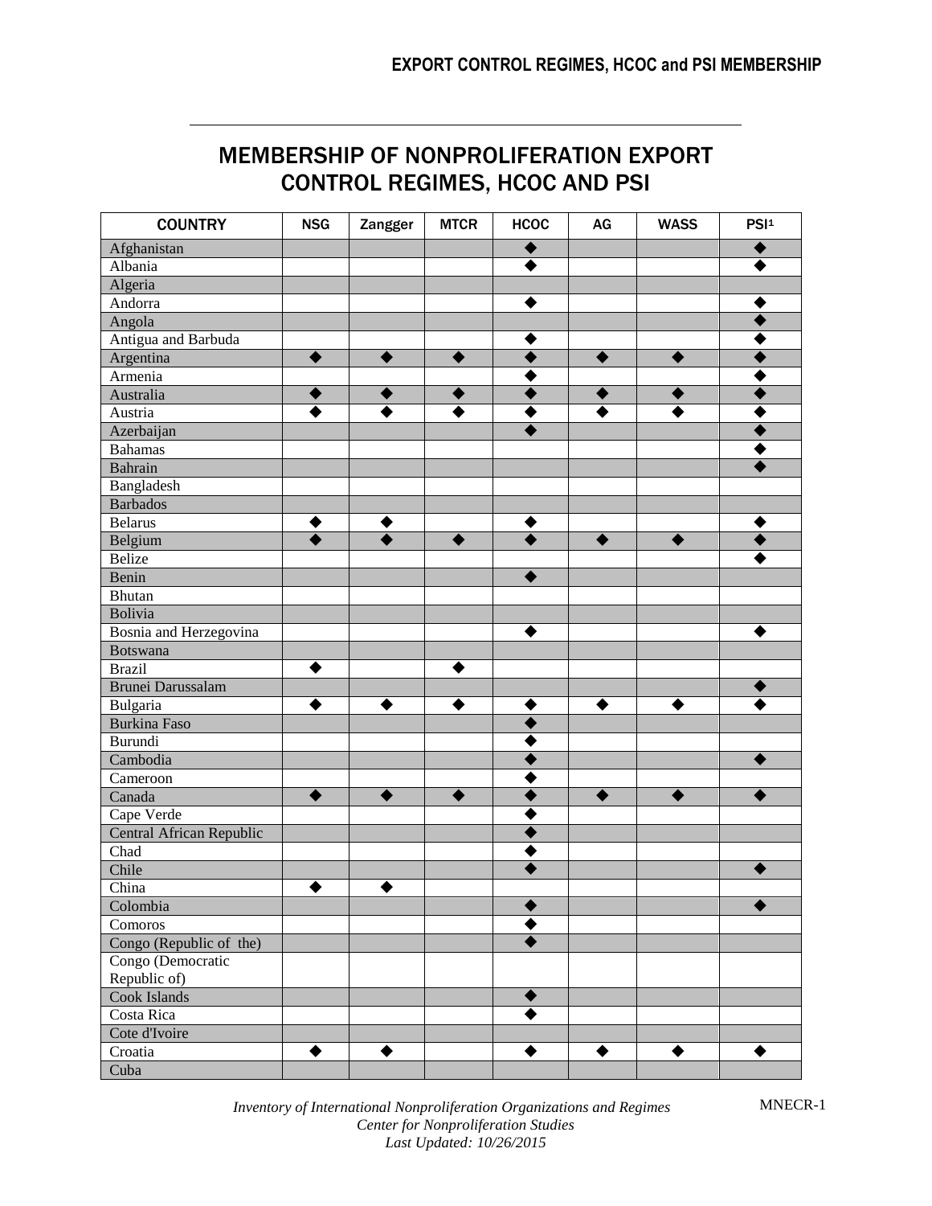# MEMBERSHIP OF NONPROLIFERATION EXPORT CONTROL REGIMES, HCOC AND PSI

| COUNTRY | NSG | Zangger | MTCR | HCOC | AG | WASS | PSI[1] |
|---|---|---|---|---|---|---|---|
| Afghanistan | | | | ◆ | | | ◆ |
| Albania | | | | ◆ | | | ◆ |
| Algeria | | | | | | | |
| Andorra | | | | ◆ | | | ◆ |
| Angola | | | | | | | ◆ |
| Antigua and Barbuda | | | | ◆ | | | ◆ |
| Argentina | ◆ | ◆ | ◆ | ◆ | ◆ | ◆ | ◆ |
| Armenia | | | | ◆ | | | ◆ |
| Australia | ◆ | ◆ | ◆ | ◆ | ◆ | ◆ | ◆ |
| Austria | ◆ | ◆ | ◆ | ◆ | ◆ | ◆ | ◆ |
| Azerbaijan | | | | ◆ | | | ◆ |
| Bahamas | | | | | | | ◆ |
| Bahrain | | | | | | | ◆ |
| Bangladesh | | | | | | | |
| Barbados | | | | | | | |
| Belarus | ◆ | ◆ | | ◆ | | | ◆ |
| Belgium | ◆ | ◆ | ◆ | ◆ | ◆ | ◆ | ◆ |
| Belize | | | | | | | ◆ |
| Benin | | | | ◆ | | | |
| Bhutan | | | | | | | |
| Bolivia | | | | | | | |
| Bosnia and Herzegovina | | | | ◆ | | | ◆ |
| Botswana | | | | | | | |
| Brazil | ◆ | | ◆ | | | | |
| Brunei Darussalam | | | | | | | ◆ |
| Bulgaria | ◆ | ◆ | ◆ | ◆ | ◆ | ◆ | ◆ |
| Burkina Faso | | | | ◆ | | | |
| Burundi | | | | ◆ | | | |
| Cambodia | | | | ◆ | | | ◆ |
| Cameroon | | | | ◆ | | | |
| Canada | ◆ | ◆ | ◆ | ◆ | ◆ | ◆ | ◆ |
| Cape Verde | | | | ◆ | | | |
| Central African Republic | | | | ◆ | | | |
| Chad | | | | ◆ | | | |
| Chile | | | | ◆ | | | ◆ |
| China | ◆ | ◆ | | | | | |
| Colombia | | | | ◆ | | | ◆ |
| Comoros | | | | ◆ | | | |
| Congo (Republic of the) | | | | ◆ | | | |
| Congo (Democratic Republic of) | | | | | | | |
| Cook Islands | | | | ◆ | | | |
| Costa Rica | | | | ◆ | | | |
| Cote d'Ivoire | | | | | | | |
| Croatia | ◆ | ◆ | | ◆ | ◆ | ◆ | ◆ |
| Cuba | | | | | | | |

*Inventory of International Nonproliferation Organizations and Regimes*
*Center for Nonproliferation Studies*
*Last Updated: 10/26/2015*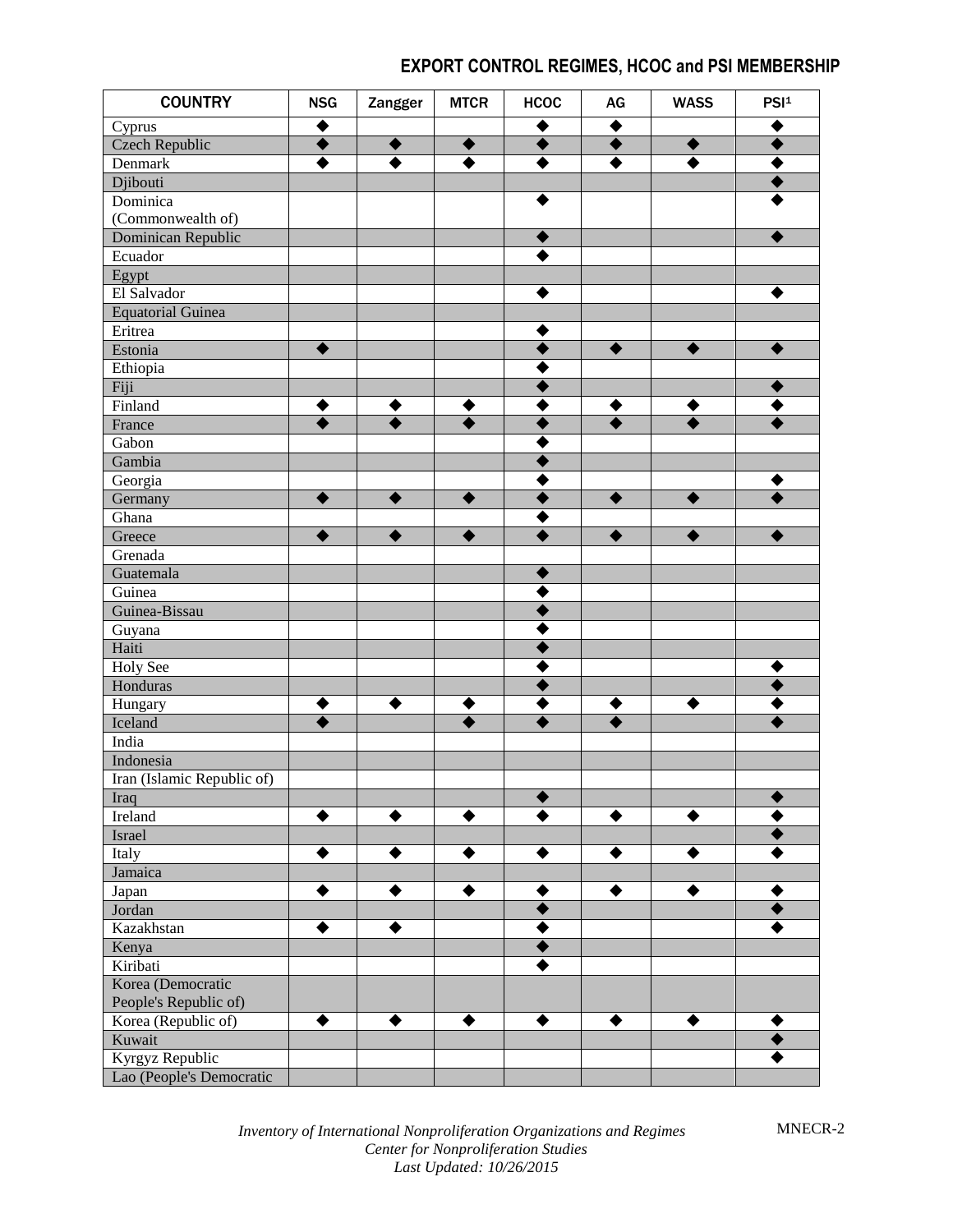## EXPORT CONTROL REGIMES, HCOC and PSI MEMBERSHIP

| COUNTRY | NSG | Zangger | MTCR | HCOC | AG | WASS | PSI[1] |
|---|---|---|---|---|---|---|---|
| Cyprus | ◆ | | | ◆ | ◆ | | ◆ |
| Czech Republic | ◆ | ◆ | ◆ | ◆ | ◆ | ◆ | ◆ |
| Denmark | ◆ | ◆ | ◆ | ◆ | ◆ | ◆ | ◆ |
| Djibouti | | | | | | | ◆ |
| Dominica (Commonwealth of) | | | | ◆ | | | ◆ |
| Dominican Republic | | | | ◆ | | | ◆ |
| Ecuador | | | | ◆ | | | |
| Egypt | | | | | | | |
| El Salvador | | | | ◆ | | | ◆ |
| Equatorial Guinea | | | | | | | |
| Eritrea | | | | ◆ | | | |
| Estonia | ◆ | | | ◆ | ◆ | ◆ | ◆ |
| Ethiopia | | | | ◆ | | | |
| Fiji | | | | ◆ | | | ◆ |
| Finland | ◆ | ◆ | ◆ | ◆ | ◆ | ◆ | ◆ |
| France | ◆ | ◆ | ◆ | ◆ | ◆ | ◆ | ◆ |
| Gabon | | | | ◆ | | | |
| Gambia | | | | ◆ | | | |
| Georgia | | | | ◆ | | | ◆ |
| Germany | ◆ | ◆ | ◆ | ◆ | ◆ | ◆ | ◆ |
| Ghana | | | | ◆ | | | |
| Greece | ◆ | ◆ | ◆ | ◆ | ◆ | ◆ | ◆ |
| Grenada | | | | | | | |
| Guatemala | | | | ◆ | | | |
| Guinea | | | | ◆ | | | |
| Guinea-Bissau | | | | ◆ | | | |
| Guyana | | | | ◆ | | | |
| Haiti | | | | ◆ | | | |
| Holy See | | | | ◆ | | | ◆ |
| Honduras | | | | ◆ | | | ◆ |
| Hungary | ◆ | ◆ | ◆ | ◆ | ◆ | ◆ | ◆ |
| Iceland | ◆ | | ◆ | ◆ | ◆ | | ◆ |
| India | | | | | | | |
| Indonesia | | | | | | | |
| Iran (Islamic Republic of) | | | | | | | |
| Iraq | | | | ◆ | | | ◆ |
| Ireland | ◆ | ◆ | ◆ | ◆ | ◆ | ◆ | ◆ |
| Israel | | | | | | | ◆ |
| Italy | ◆ | ◆ | ◆ | ◆ | ◆ | ◆ | ◆ |
| Jamaica | | | | | | | |
| Japan | ◆ | ◆ | ◆ | ◆ | ◆ | ◆ | ◆ |
| Jordan | | | | ◆ | | | ◆ |
| Kazakhstan | ◆ | ◆ | | ◆ | | | ◆ |
| Kenya | | | | ◆ | | | |
| Kiribati | | | | ◆ | | | |
| Korea (Democratic People's Republic of) | | | | | | | |
| Korea (Republic of) | ◆ | ◆ | ◆ | ◆ | ◆ | ◆ | ◆ |
| Kuwait | | | | | | | ◆ |
| Kyrgyz Republic | | | | | | | ◆ |
| Lao (People's Democratic | | | | | | | |

*Inventory of International Nonproliferation Organizations and Regimes*
*Center for Nonproliferation Studies*
*Last Updated: 10/26/2015*

MNECR-2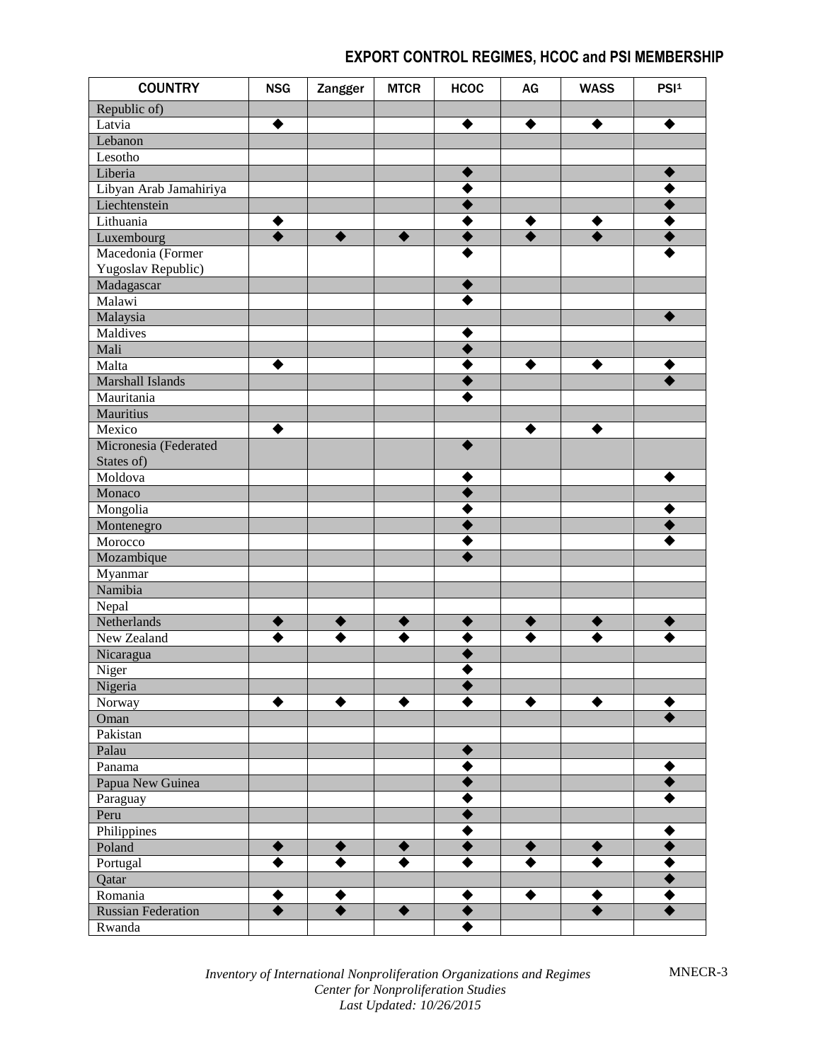## EXPORT CONTROL REGIMES, HCOC and PSI MEMBERSHIP

| COUNTRY | NSG | Zangger | MTCR | HCOC | AG | WASS | PSI[1] |
|---|---|---|---|---|---|---|---|
| Republic of) | | | | | | | |
| Latvia | ◆ | | | ◆ | ◆ | ◆ | ◆ |
| Lebanon | | | | | | | |
| Lesotho | | | | | | | |
| Liberia | | | | ◆ | | | ◆ |
| Libyan Arab Jamahiriya | | | | ◆ | | | ◆ |
| Liechtenstein | | | | ◆ | | | ◆ |
| Lithuania | ◆ | | | ◆ | ◆ | ◆ | ◆ |
| Luxembourg | ◆ | ◆ | ◆ | ◆ | ◆ | ◆ | ◆ |
| Macedonia (Former Yugoslav Republic) | | | | ◆ | | | ◆ |
| Madagascar | | | | ◆ | | | |
| Malawi | | | | ◆ | | | |
| Malaysia | | | | | | | ◆ |
| Maldives | | | | ◆ | | | |
| Mali | | | | ◆ | | | |
| Malta | ◆ | | | ◆ | ◆ | ◆ | ◆ |
| Marshall Islands | | | | ◆ | | | ◆ |
| Mauritania | | | | ◆ | | | |
| Mauritius | | | | | | | |
| Mexico | ◆ | | | | ◆ | ◆ | |
| Micronesia (Federated States of) | | | | ◆ | | | |
| Moldova | | | | ◆ | | | ◆ |
| Monaco | | | | ◆ | | | |
| Mongolia | | | | ◆ | | | ◆ |
| Montenegro | | | | ◆ | | | ◆ |
| Morocco | | | | ◆ | | | ◆ |
| Mozambique | | | | ◆ | | | |
| Myanmar | | | | | | | |
| Namibia | | | | | | | |
| Nepal | | | | | | | |
| Netherlands | ◆ | ◆ | ◆ | ◆ | ◆ | ◆ | ◆ |
| New Zealand | ◆ | ◆ | ◆ | ◆ | ◆ | ◆ | ◆ |
| Nicaragua | | | | ◆ | | | |
| Niger | | | | ◆ | | | |
| Nigeria | | | | ◆ | | | |
| Norway | ◆ | ◆ | ◆ | ◆ | ◆ | ◆ | ◆ |
| Oman | | | | | | | ◆ |
| Pakistan | | | | | | | |
| Palau | | | | ◆ | | | |
| Panama | | | | ◆ | | | ◆ |
| Papua New Guinea | | | | ◆ | | | ◆ |
| Paraguay | | | | ◆ | | | ◆ |
| Peru | | | | ◆ | | | |
| Philippines | | | | ◆ | | | ◆ |
| Poland | ◆ | ◆ | ◆ | ◆ | ◆ | ◆ | ◆ |
| Portugal | ◆ | ◆ | ◆ | ◆ | ◆ | ◆ | ◆ |
| Qatar | | | | | | | ◆ |
| Romania | ◆ | ◆ | | ◆ | ◆ | ◆ | ◆ |
| Russian Federation | ◆ | ◆ | ◆ | ◆ | | ◆ | ◆ |
| Rwanda | | | | ◆ | | | |

*Inventory of International Nonproliferation Organizations and Regimes*
*Center for Nonproliferation Studies*
*Last Updated: 10/26/2015*

MNECR-3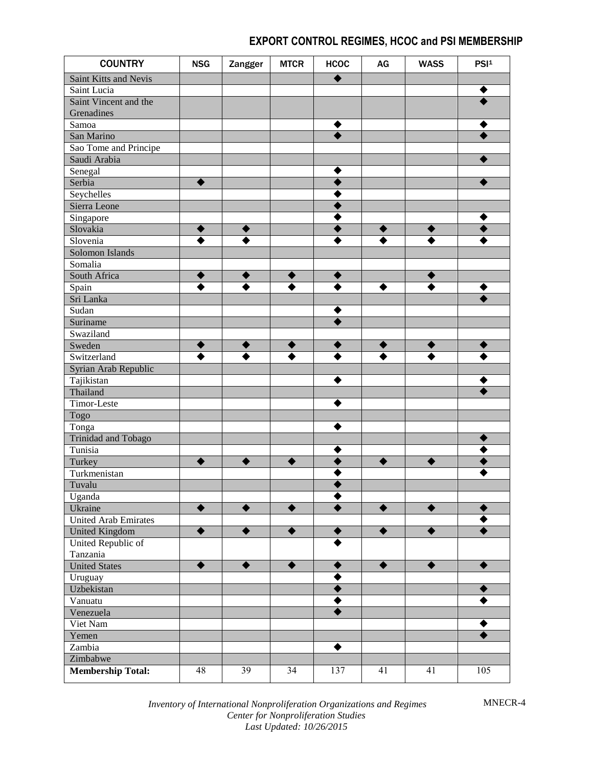## EXPORT CONTROL REGIMES, HCOC and PSI MEMBERSHIP

| COUNTRY | NSG | Zangger | MTCR | HCOC | AG | WASS | PSI[1] |
|---|---|---|---|---|---|---|---|
| Saint Kitts and Nevis | | | | ◆ | | | |
| Saint Lucia | | | | | | | ◆ |
| Saint Vincent and the Grenadines | | | | | | | ◆ |
| Samoa | | | | ◆ | | | ◆ |
| San Marino | | | | ◆ | | | ◆ |
| Sao Tome and Principe | | | | | | | |
| Saudi Arabia | | | | | | | ◆ |
| Senegal | | | | ◆ | | | |
| Serbia | ◆ | | | ◆ | | | ◆ |
| Seychelles | | | | ◆ | | | |
| Sierra Leone | | | | ◆ | | | |
| Singapore | | | | ◆ | | | ◆ |
| Slovakia | ◆ | ◆ | | ◆ | ◆ | ◆ | ◆ |
| Slovenia | ◆ | ◆ | | ◆ | ◆ | ◆ | ◆ |
| Solomon Islands | | | | | | | |
| Somalia | | | | | | | |
| South Africa | ◆ | ◆ | ◆ | ◆ | | ◆ | |
| Spain | ◆ | ◆ | ◆ | ◆ | ◆ | ◆ | ◆ |
| Sri Lanka | | | | | | | ◆ |
| Sudan | | | | ◆ | | | |
| Suriname | | | | ◆ | | | |
| Swaziland | | | | | | | |
| Sweden | ◆ | ◆ | ◆ | ◆ | ◆ | ◆ | ◆ |
| Switzerland | ◆ | ◆ | ◆ | ◆ | ◆ | ◆ | ◆ |
| Syrian Arab Republic | | | | | | | |
| Tajikistan | | | | ◆ | | | ◆ |
| Thailand | | | | | | | ◆ |
| Timor-Leste | | | | ◆ | | | |
| Togo | | | | | | | |
| Tonga | | | | ◆ | | | |
| Trinidad and Tobago | | | | | | | ◆ |
| Tunisia | | | | ◆ | | | ◆ |
| Turkey | ◆ | ◆ | ◆ | ◆ | ◆ | ◆ | ◆ |
| Turkmenistan | | | | ◆ | | | ◆ |
| Tuvalu | | | | ◆ | | | |
| Uganda | | | | ◆ | | | |
| Ukraine | ◆ | ◆ | ◆ | ◆ | ◆ | ◆ | ◆ |
| United Arab Emirates | | | | | | | ◆ |
| United Kingdom | ◆ | ◆ | ◆ | ◆ | ◆ | ◆ | ◆ |
| United Republic of Tanzania | | | | ◆ | | | |
| United States | ◆ | ◆ | ◆ | ◆ | ◆ | ◆ | ◆ |
| Uruguay | | | | ◆ | | | |
| Uzbekistan | | | | ◆ | | | ◆ |
| Vanuatu | | | | ◆ | | | ◆ |
| Venezuela | | | | ◆ | | | |
| Viet Nam | | | | | | | ◆ |
| Yemen | | | | | | | ◆ |
| Zambia | | | | ◆ | | | |
| Zimbabwe | | | | | | | |
| **Membership Total:** | 48 | 39 | 34 | 137 | 41 | 41 | 105 |

*Inventory of International Nonproliferation Organizations and Regimes*
*Center for Nonproliferation Studies*
*Last Updated: 10/26/2015*

MNECR-4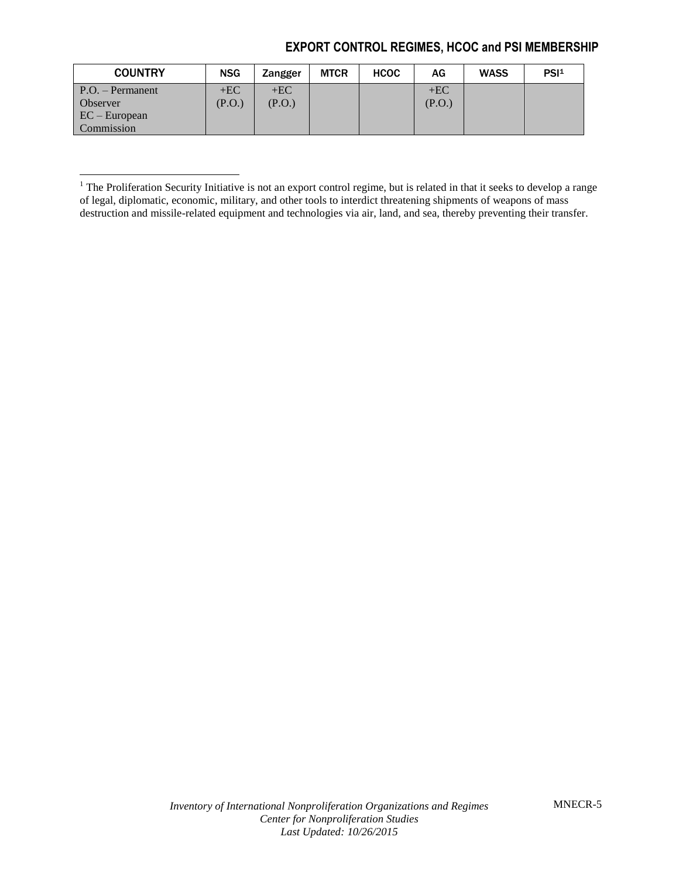## EXPORT CONTROL REGIMES, HCOC and PSI MEMBERSHIP

| COUNTRY | NSG | Zangger | MTCR | HCOC | AG | WASS | PSI[1] |
|---|---|---|---|---|---|---|---|
| P.O. – Permanent Observer<br>EC – European Commission | +EC (P.O.) | +EC (P.O.) | | | +EC (P.O.) | | |

[1] The Proliferation Security Initiative is not an export control regime, but is related in that it seeks to develop a range of legal, diplomatic, economic, military, and other tools to interdict threatening shipments of weapons of mass destruction and missile-related equipment and technologies via air, land, and sea, thereby preventing their transfer.